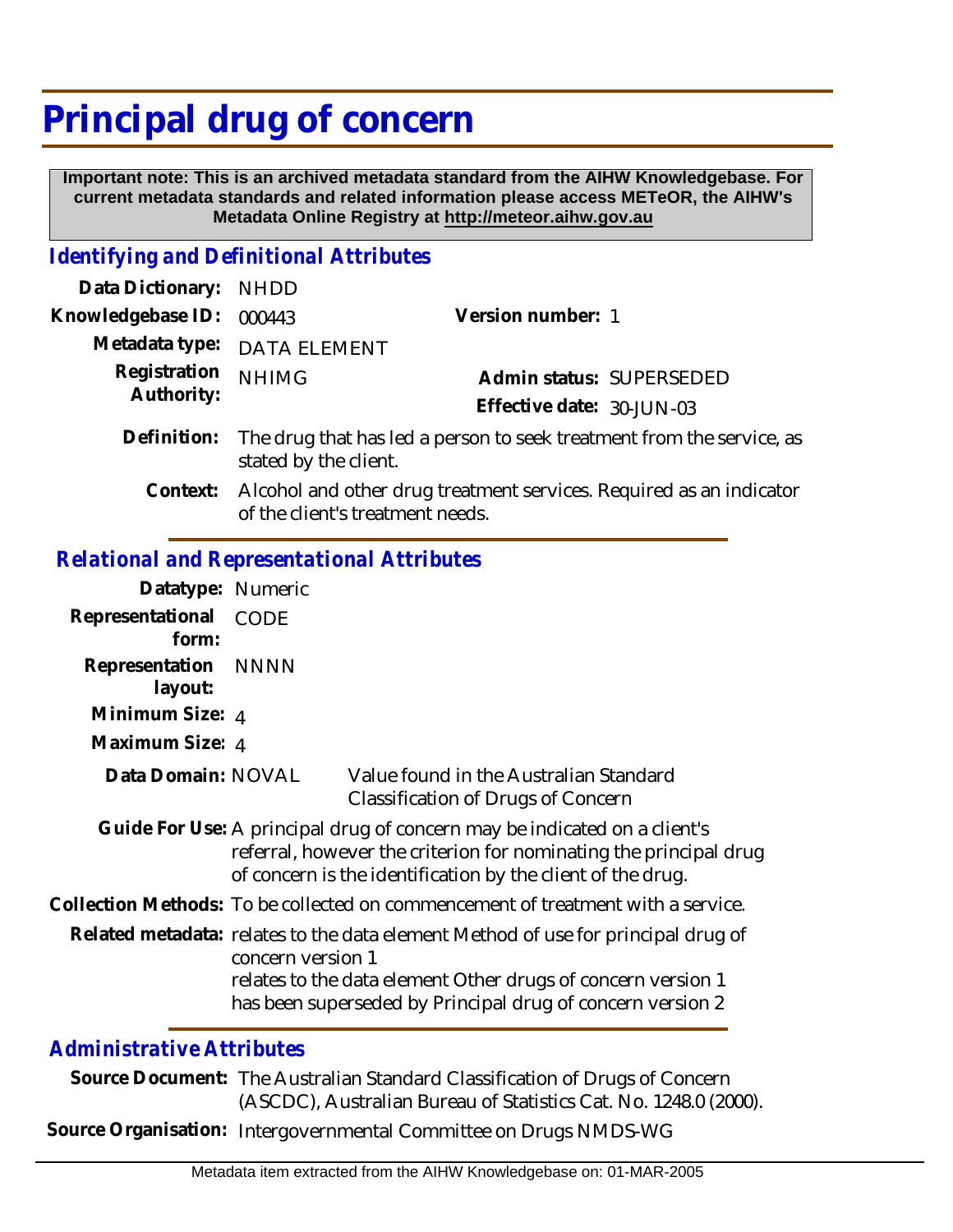# Principal drug of concern

**Important note: This is an archived metadata standard from the AIHW Knowledgebase. For current metadata standards and related information please access METeOR, the AIHW's Metadata Online Registry at http://meteor.aihw.gov.au**

## *Identifying and Definitional Attributes*

| | | | |
|---|---|---|---|
| **Data Dictionary:** | NHDD | | |
| **Knowledgebase ID:** | 000443 | **Version number:** | 1 |
| **Metadata type:** | DATA ELEMENT | | |
| **Registration Authority:** | NHIMG | **Admin status:** | SUPERSEDED |
| | | **Effective date:** | 30-JUN-03 |

**Definition:** The drug that has led a person to seek treatment from the service, as stated by the client.

**Context:** Alcohol and other drug treatment services. Required as an indicator of the client's treatment needs.

## *Relational and Representational Attributes*

**Datatype:** Numeric

**Representational form:** CODE

**Representation layout:** NNNN

**Minimum Size:** 4

**Maximum Size:** 4

**Data Domain:** NOVAL — Value found in the Australian Standard Classification of Drugs of Concern

**Guide For Use:** A principal drug of concern may be indicated on a client's referral, however the criterion for nominating the principal drug of concern is the identification by the client of the drug.

**Collection Methods:** To be collected on commencement of treatment with a service.

**Related metadata:** relates to the data element Method of use for principal drug of concern version 1
relates to the data element Other drugs of concern version 1
has been superseded by Principal drug of concern version 2

## *Administrative Attributes*

**Source Document:** The Australian Standard Classification of Drugs of Concern (ASCDC), Australian Bureau of Statistics Cat. No. 1248.0 (2000).

**Source Organisation:** Intergovernmental Committee on Drugs NMDS-WG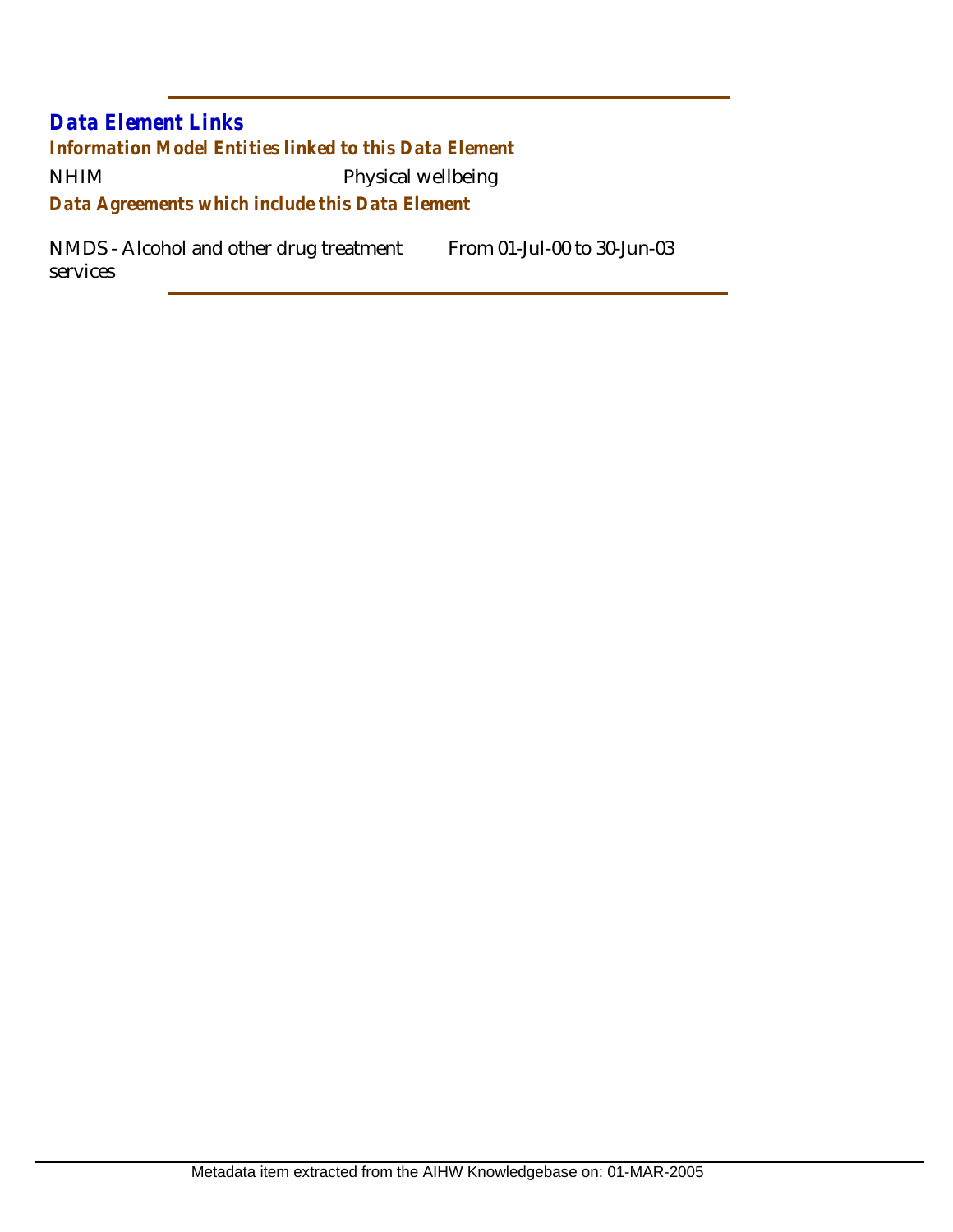## Data Element Links

### *Information Model Entities linked to this Data Element*

| | |
|---|---|
| NHIM | Physical wellbeing |

### *Data Agreements which include this Data Element*

| | |
|---|---|
| NMDS - Alcohol and other drug treatment services | From 01-Jul-00 to 30-Jun-03 |

Metadata item extracted from the AIHW Knowledgebase on: 01-MAR-2005